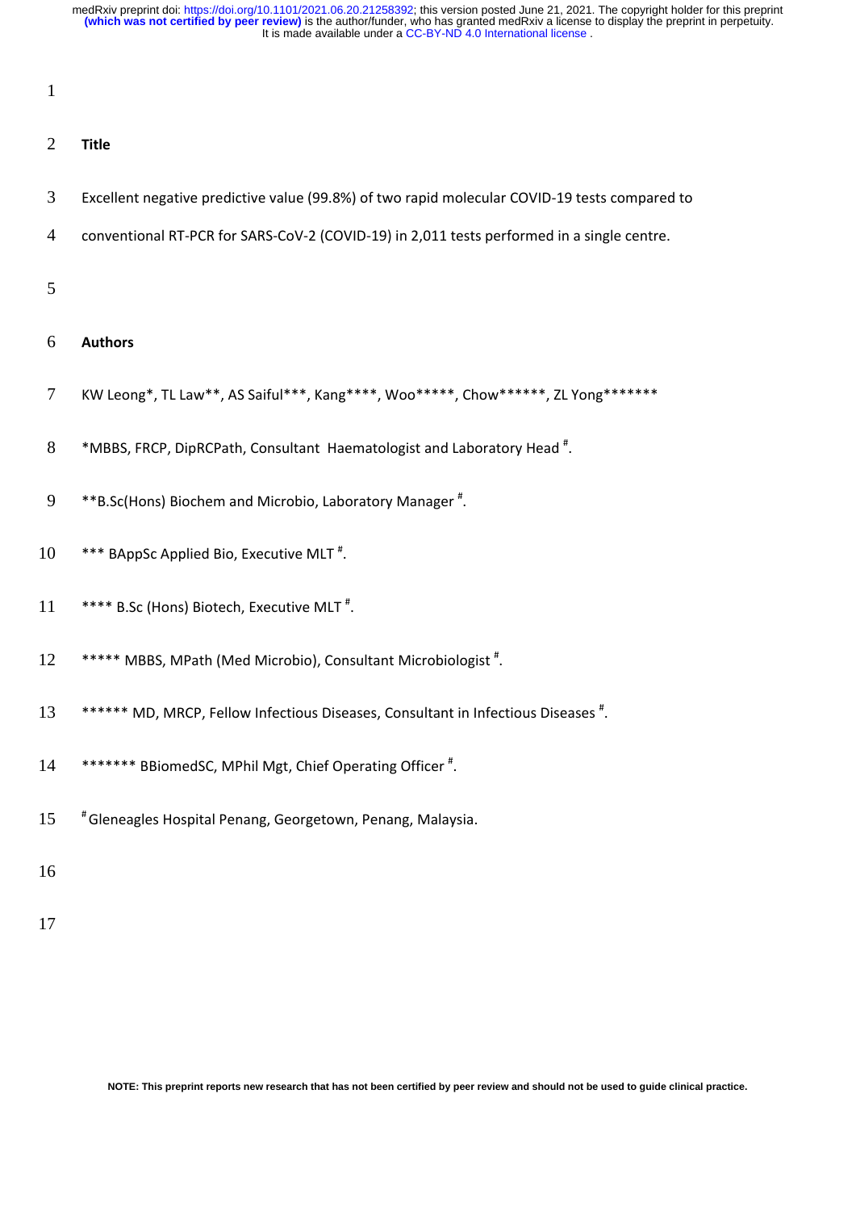## Title

Excellent negative predictive value (99.8%) of two rapid molecular COVID-19 tests compared to conventional RT-PCR for SARS-CoV-2 (COVID-19) in 2,011 tests performed in a single centre.

## Authors

KW Leong*, TL Law**, AS Saiful***, Kang****, Woo*****, Chow******, ZL Yong*******

*MBBS, FRCP, DipRCPath, Consultant Haematologist and Laboratory Head [#].

**B.Sc(Hons) Biochem and Microbio, Laboratory Manager [#].

*** BAppSc Applied Bio, Executive MLT [#].

**** B.Sc (Hons) Biotech, Executive MLT [#].

***** MBBS, MPath (Med Microbio), Consultant Microbiologist [#].

****** MD, MRCP, Fellow Infectious Diseases, Consultant in Infectious Diseases [#].

******* BBiomedSC, MPhil Mgt, Chief Operating Officer [#].

[#] Gleneagles Hospital Penang, Georgetown, Penang, Malaysia.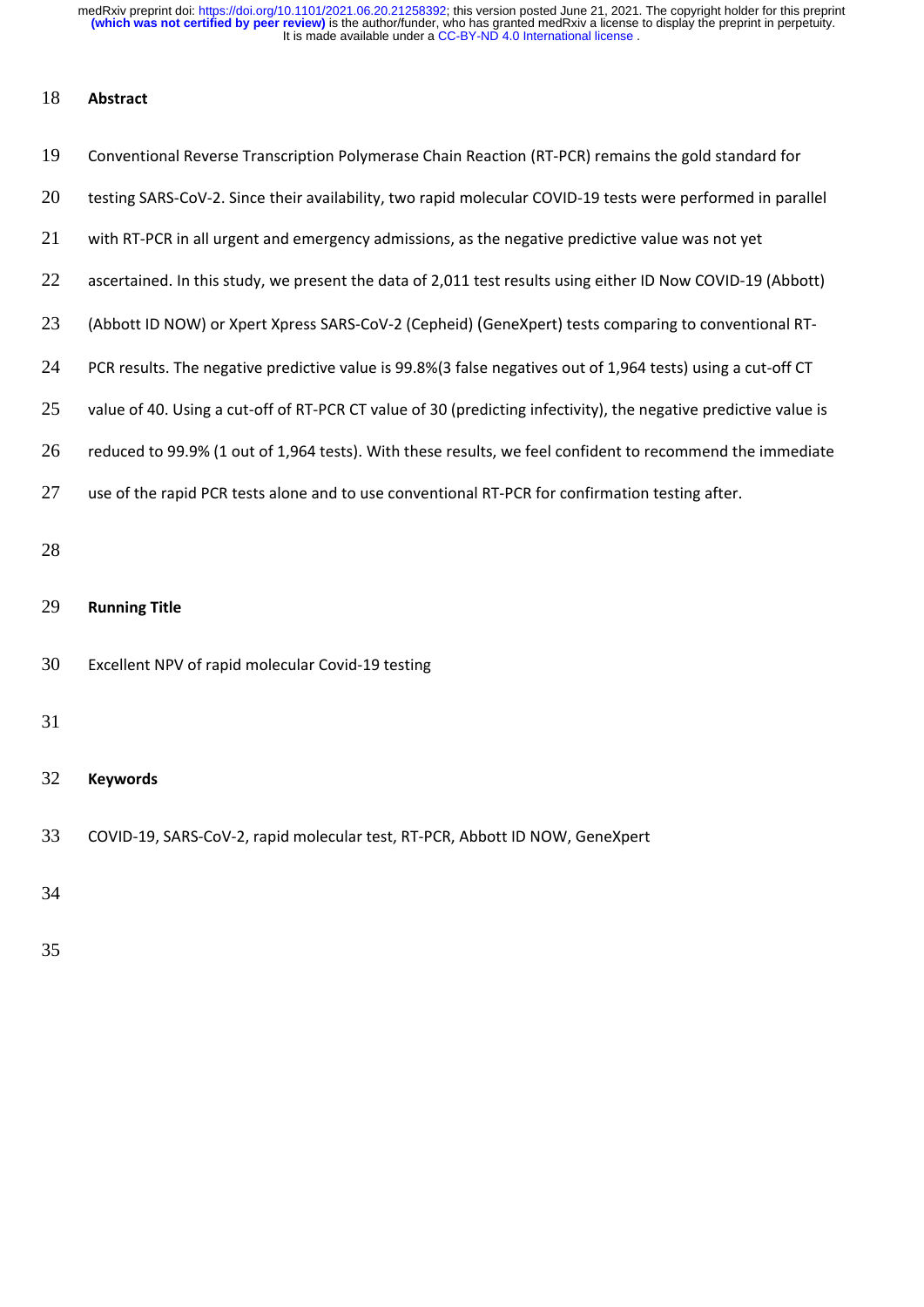## Abstract

Conventional Reverse Transcription Polymerase Chain Reaction (RT-PCR) remains the gold standard for testing SARS-CoV-2. Since their availability, two rapid molecular COVID-19 tests were performed in parallel with RT-PCR in all urgent and emergency admissions, as the negative predictive value was not yet ascertained. In this study, we present the data of 2,011 test results using either ID Now COVID-19 (Abbott) (Abbott ID NOW) or Xpert Xpress SARS-CoV-2 (Cepheid) (GeneXpert) tests comparing to conventional RT-PCR results. The negative predictive value is 99.8%(3 false negatives out of 1,964 tests) using a cut-off CT value of 40. Using a cut-off of RT-PCR CT value of 30 (predicting infectivity), the negative predictive value is reduced to 99.9% (1 out of 1,964 tests). With these results, we feel confident to recommend the immediate use of the rapid PCR tests alone and to use conventional RT-PCR for confirmation testing after.

## Running Title

Excellent NPV of rapid molecular Covid-19 testing

## Keywords

COVID-19, SARS-CoV-2, rapid molecular test, RT-PCR, Abbott ID NOW, GeneXpert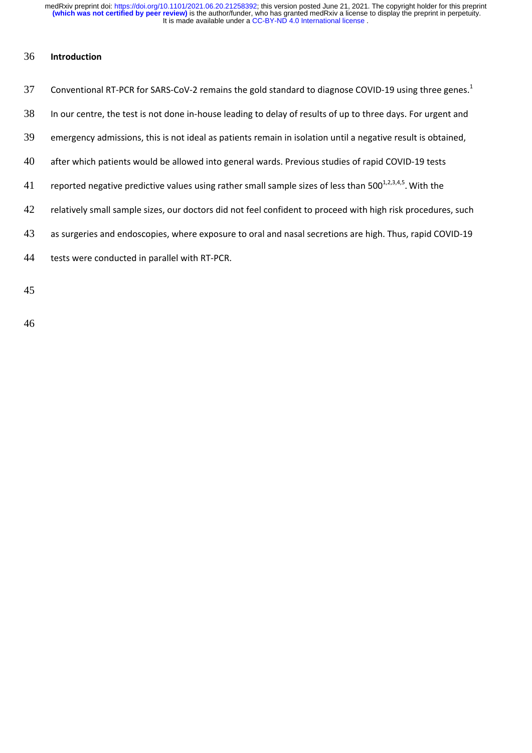## Introduction

Conventional RT-PCR for SARS-CoV-2 remains the gold standard to diagnose COVID-19 using three genes.[1] In our centre, the test is not done in-house leading to delay of results of up to three days. For urgent and emergency admissions, this is not ideal as patients remain in isolation until a negative result is obtained, after which patients would be allowed into general wards. Previous studies of rapid COVID-19 tests reported negative predictive values using rather small sample sizes of less than 500[1,2,3,4,5]. With the relatively small sample sizes, our doctors did not feel confident to proceed with high risk procedures, such as surgeries and endoscopies, where exposure to oral and nasal secretions are high. Thus, rapid COVID-19 tests were conducted in parallel with RT-PCR.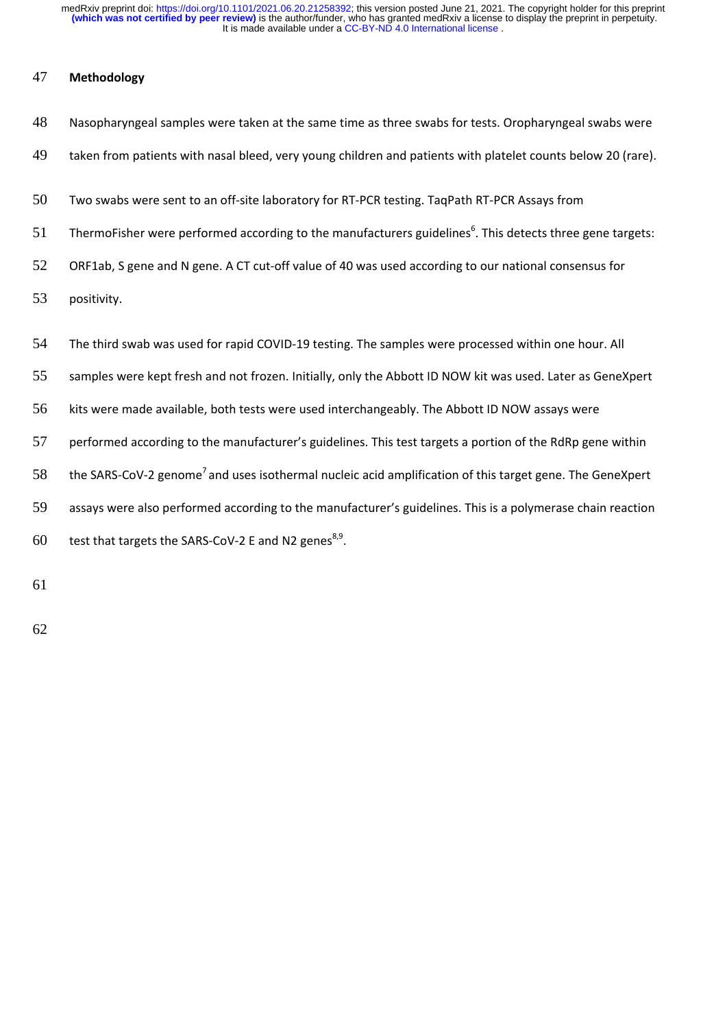## Methodology

Nasopharyngeal samples were taken at the same time as three swabs for tests. Oropharyngeal swabs were taken from patients with nasal bleed, very young children and patients with platelet counts below 20 (rare).

Two swabs were sent to an off-site laboratory for RT-PCR testing. TaqPath RT-PCR Assays from ThermoFisher were performed according to the manufacturers guidelines[6]. This detects three gene targets: ORF1ab, S gene and N gene. A CT cut-off value of 40 was used according to our national consensus for positivity.

The third swab was used for rapid COVID-19 testing. The samples were processed within one hour. All samples were kept fresh and not frozen. Initially, only the Abbott ID NOW kit was used. Later as GeneXpert kits were made available, both tests were used interchangeably. The Abbott ID NOW assays were performed according to the manufacturer's guidelines. This test targets a portion of the RdRp gene within the SARS-CoV-2 genome[7] and uses isothermal nucleic acid amplification of this target gene. The GeneXpert assays were also performed according to the manufacturer's guidelines. This is a polymerase chain reaction test that targets the SARS-CoV-2 E and N2 genes[8,9].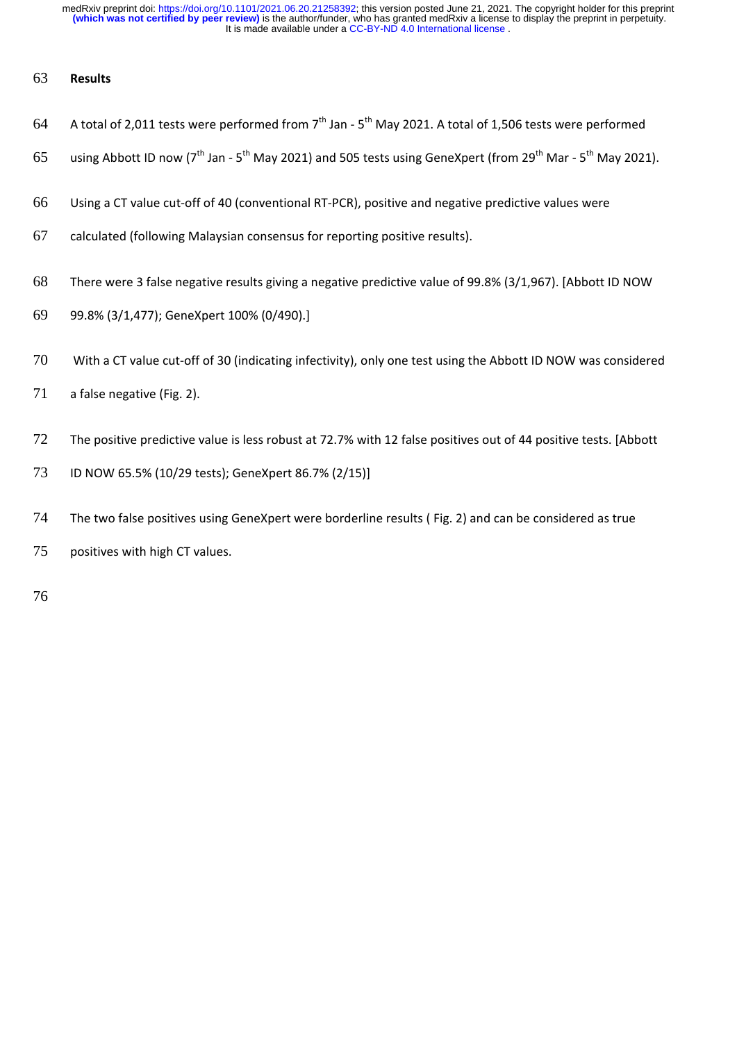## Results

A total of 2,011 tests were performed from 7th Jan - 5th May 2021. A total of 1,506 tests were performed using Abbott ID now (7th Jan - 5th May 2021) and 505 tests using GeneXpert (from 29th Mar - 5th May 2021).

Using a CT value cut-off of 40 (conventional RT-PCR), positive and negative predictive values were calculated (following Malaysian consensus for reporting positive results).

There were 3 false negative results giving a negative predictive value of 99.8% (3/1,967). [Abbott ID NOW 99.8% (3/1,477); GeneXpert 100% (0/490).]

With a CT value cut-off of 30 (indicating infectivity), only one test using the Abbott ID NOW was considered a false negative (Fig. 2).

The positive predictive value is less robust at 72.7% with 12 false positives out of 44 positive tests. [Abbott ID NOW 65.5% (10/29 tests); GeneXpert 86.7% (2/15)]

The two false positives using GeneXpert were borderline results ( Fig. 2) and can be considered as true positives with high CT values.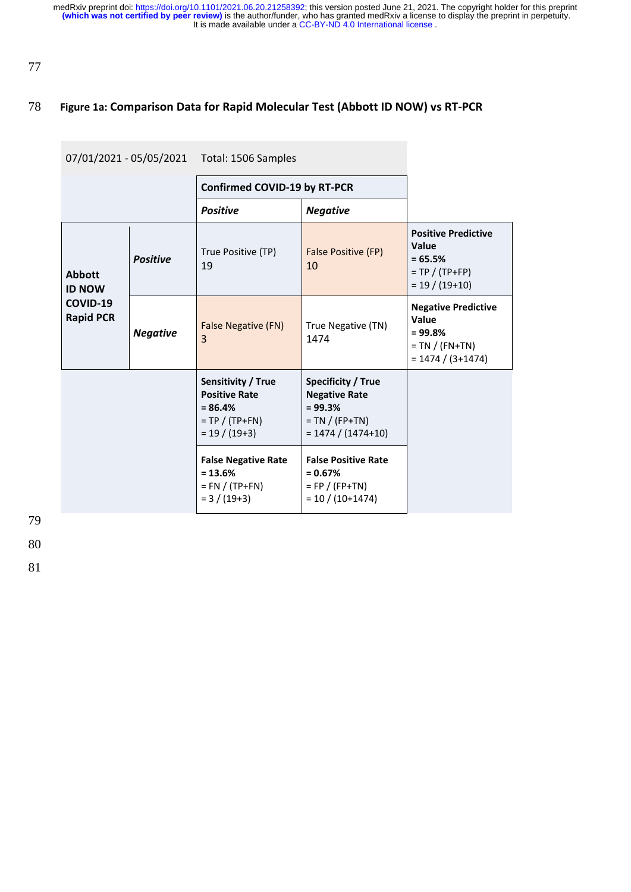**Figure 1a: Comparison Data for Rapid Molecular Test (Abbott ID NOW) vs RT-PCR**

| 07/01/2021 - 05/05/2021 | | Total: 1506 Samples | | |
|---|---|---|---|---|
| | | **Confirmed COVID-19 by RT-PCR** | | |
| | | ***Positive*** | ***Negative*** | |
| **Abbott ID NOW COVID-19 Rapid PCR** | ***Positive*** | True Positive (TP) 19 | False Positive (FP) 10 | **Positive Predictive Value = 65.5%** = TP / (TP+FP) = 19 / (19+10) |
| | ***Negative*** | False Negative (FN) 3 | True Negative (TN) 1474 | **Negative Predictive Value = 99.8%** = TN / (FN+TN) = 1474 / (3+1474) |
| | | **Sensitivity / True Positive Rate = 86.4%** = TP / (TP+FN) = 19 / (19+3) | **Specificity / True Negative Rate = 99.3%** = TN / (FP+TN) = 1474 / (1474+10) | |
| | | **False Negative Rate = 13.6%** = FN / (TP+FN) = 3 / (19+3) | **False Positive Rate = 0.67%** = FP / (FP+TN) = 10 / (10+1474) | |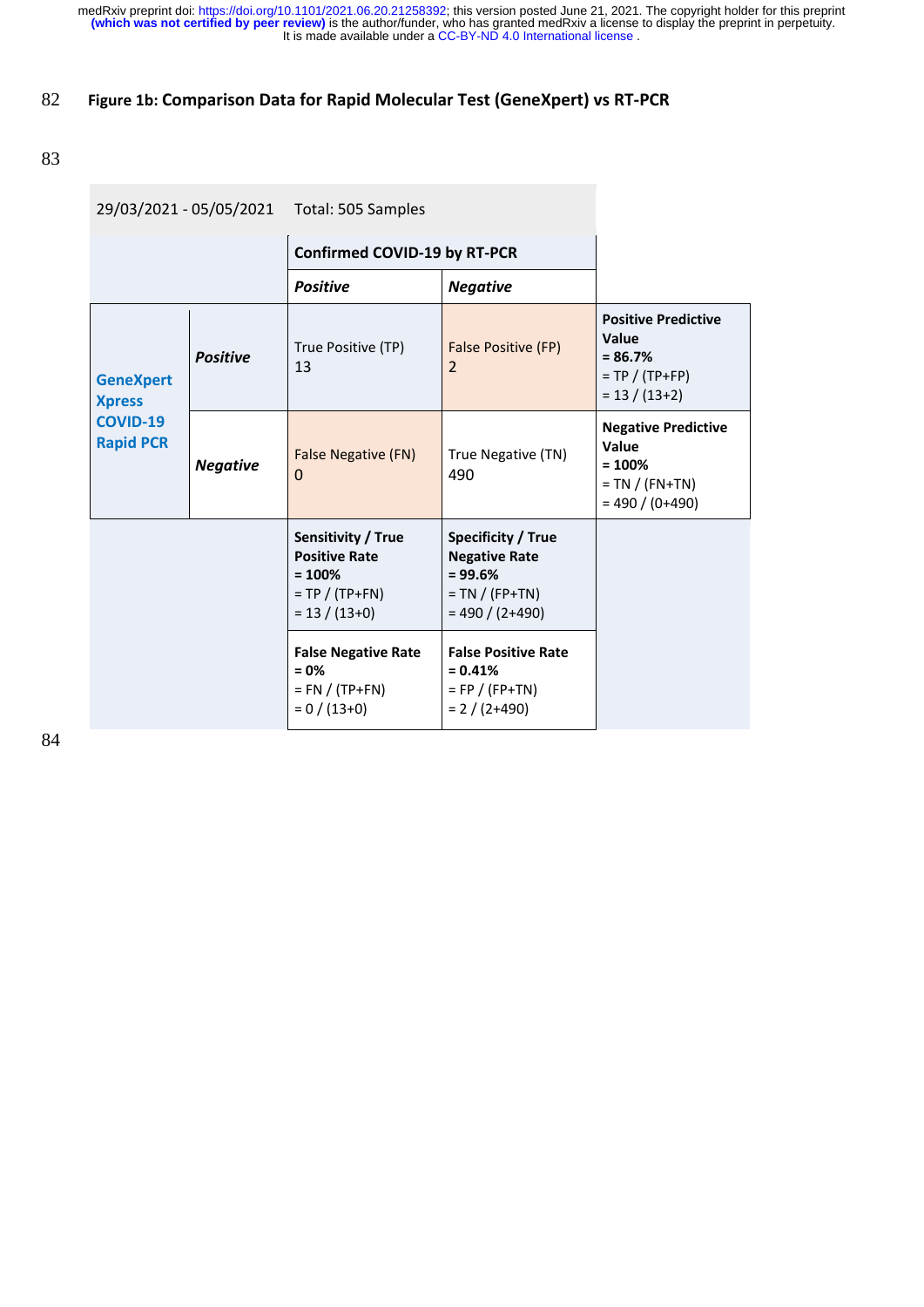**Figure 1b: Comparison Data for Rapid Molecular Test (GeneXpert) vs RT-PCR**

| 29/03/2021 - 05/05/2021 | Total: 505 Samples | | | |
|---|---|---|---|---|
| | | **Confirmed COVID-19 by RT-PCR** | | |
| | | ***Positive*** | ***Negative*** | |
| **GeneXpert Xpress COVID-19 Rapid PCR** | ***Positive*** | True Positive (TP) 13 | False Positive (FP) 2 | **Positive Predictive Value = 86.7%** = TP / (TP+FP) = 13 / (13+2) |
| | ***Negative*** | False Negative (FN) 0 | True Negative (TN) 490 | **Negative Predictive Value = 100%** = TN / (FN+TN) = 490 / (0+490) |
| | | **Sensitivity / True Positive Rate = 100%** = TP / (TP+FN) = 13 / (13+0) | **Specificity / True Negative Rate = 99.6%** = TN / (FP+TN) = 490 / (2+490) | |
| | | **False Negative Rate = 0%** = FN / (TP+FN) = 0 / (13+0) | **False Positive Rate = 0.41%** = FP / (FP+TN) = 2 / (2+490) | |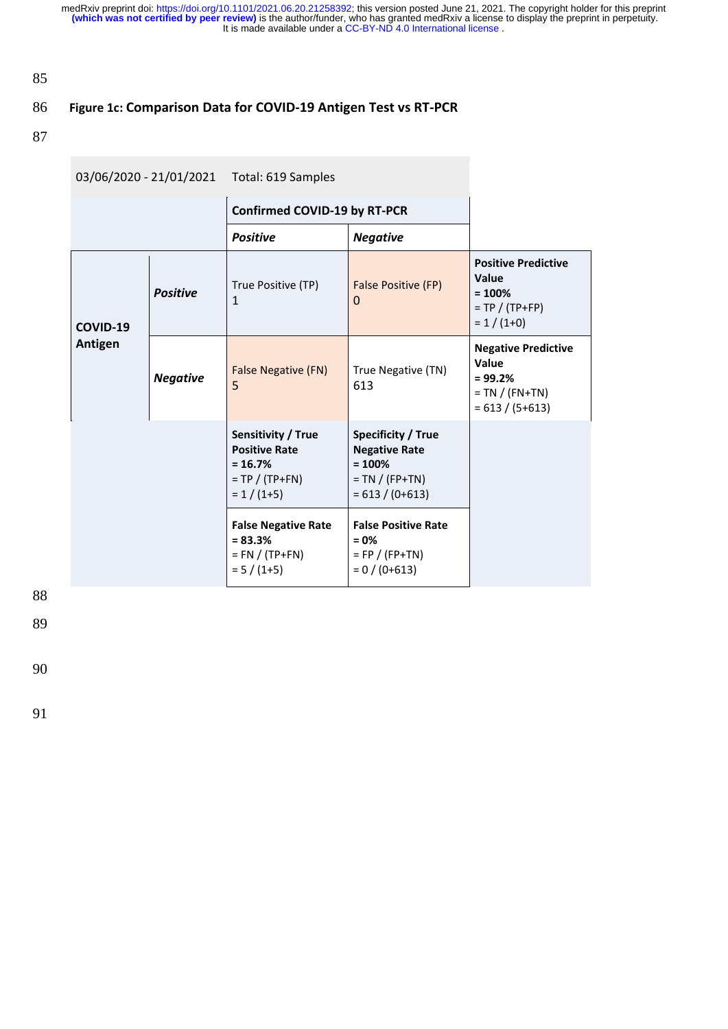**Figure 1c: Comparison Data for COVID-19 Antigen Test vs RT-PCR**

| 03/06/2020 - 21/01/2021 | | Total: 619 Samples | | |
|---|---|---|---|---|
| | | **Confirmed COVID-19 by RT-PCR** | | |
| | | ***Positive*** | ***Negative*** | |
| **COVID-19 Antigen** | ***Positive*** | True Positive (TP) 1 | False Positive (FP) 0 | **Positive Predictive Value = 100%** = TP / (TP+FP) = 1 / (1+0) |
| | ***Negative*** | False Negative (FN) 5 | True Negative (TN) 613 | **Negative Predictive Value = 99.2%** = TN / (FN+TN) = 613 / (5+613) |
| | | **Sensitivity / True Positive Rate = 16.7%** = TP / (TP+FN) = 1 / (1+5) | **Specificity / True Negative Rate = 100%** = TN / (FP+TN) = 613 / (0+613) | |
| | | **False Negative Rate = 83.3%** = FN / (TP+FN) = 5 / (1+5) | **False Positive Rate = 0%** = FP / (FP+TN) = 0 / (0+613) | |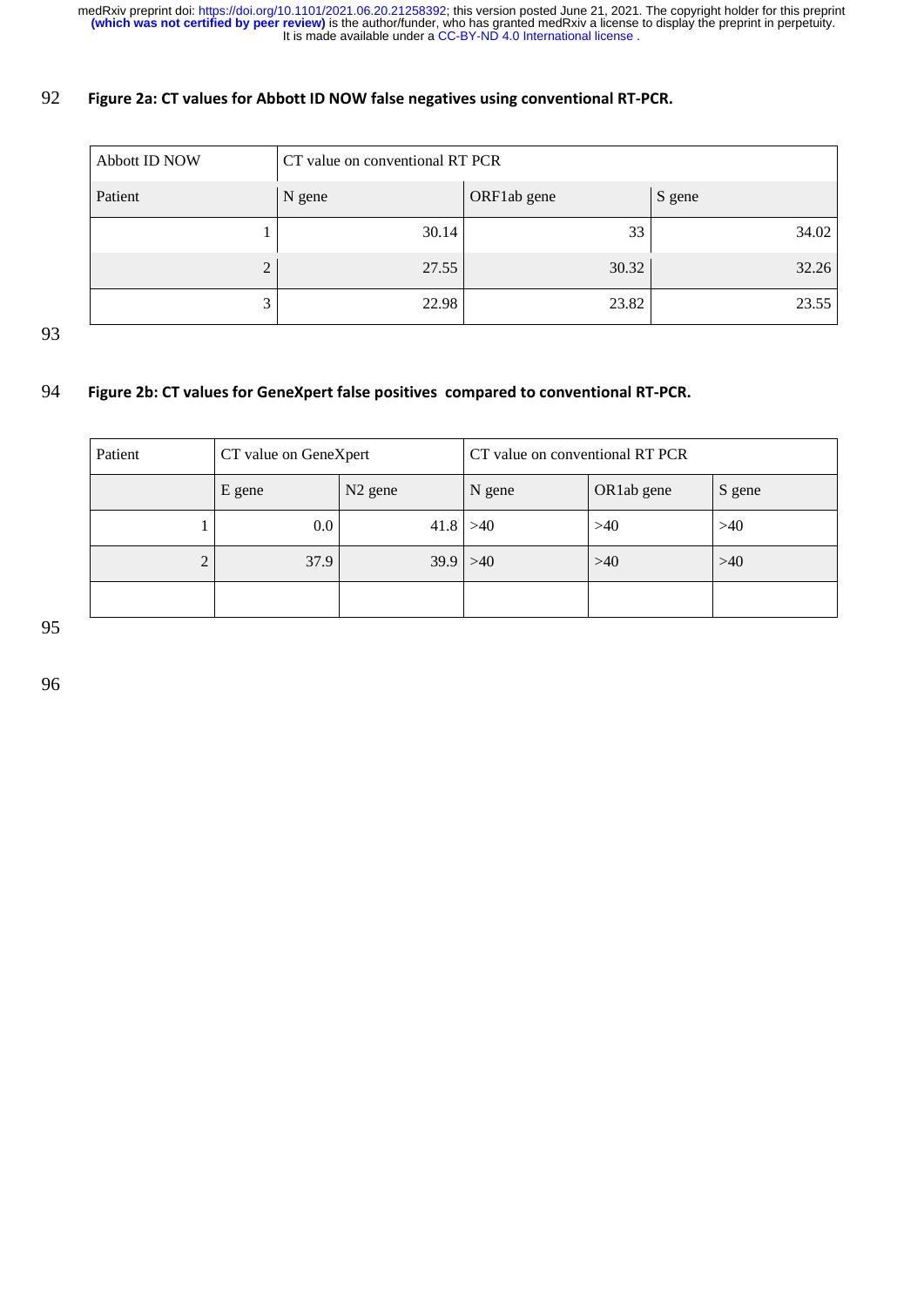**Figure 2a: CT values for Abbott ID NOW false negatives using conventional RT-PCR.**

| Abbott ID NOW | CT value on conventional RT PCR | | |
|---|---|---|---|
| Patient | N gene | ORF1ab gene | S gene |
| 1 | 30.14 | 33 | 34.02 |
| 2 | 27.55 | 30.32 | 32.26 |
| 3 | 22.98 | 23.82 | 23.55 |

**Figure 2b: CT values for GeneXpert false positives compared to conventional RT-PCR.**

| Patient | CT value on GeneXpert | | CT value on conventional RT PCR | | |
|---|---|---|---|---|---|
| | E gene | N2 gene | N gene | OR1ab gene | S gene |
| 1 | 0.0 | 41.8 | >40 | >40 | >40 |
| 2 | 37.9 | 39.9 | >40 | >40 | >40 |
| | | | | | |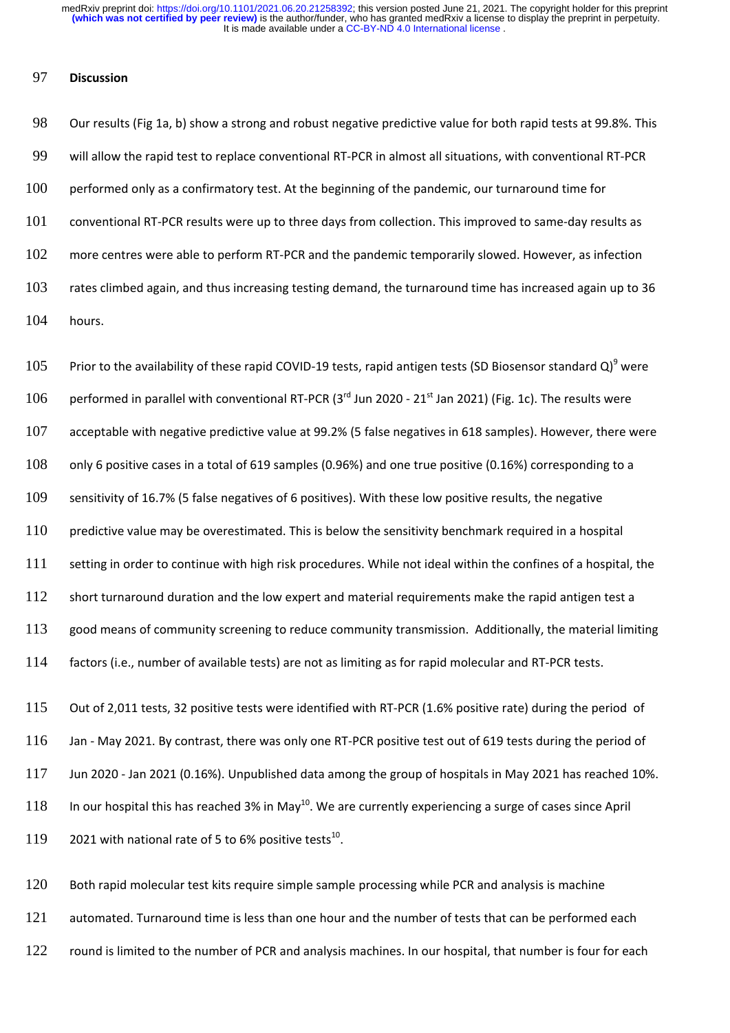## Discussion

Our results (Fig 1a, b) show a strong and robust negative predictive value for both rapid tests at 99.8%. This will allow the rapid test to replace conventional RT-PCR in almost all situations, with conventional RT-PCR performed only as a confirmatory test. At the beginning of the pandemic, our turnaround time for conventional RT-PCR results were up to three days from collection. This improved to same-day results as more centres were able to perform RT-PCR and the pandemic temporarily slowed. However, as infection rates climbed again, and thus increasing testing demand, the turnaround time has increased again up to 36 hours.

Prior to the availability of these rapid COVID-19 tests, rapid antigen tests (SD Biosensor standard Q)[9] were performed in parallel with conventional RT-PCR (3rd Jun 2020 - 21st Jan 2021) (Fig. 1c). The results were acceptable with negative predictive value at 99.2% (5 false negatives in 618 samples). However, there were only 6 positive cases in a total of 619 samples (0.96%) and one true positive (0.16%) corresponding to a sensitivity of 16.7% (5 false negatives of 6 positives). With these low positive results, the negative predictive value may be overestimated. This is below the sensitivity benchmark required in a hospital setting in order to continue with high risk procedures. While not ideal within the confines of a hospital, the short turnaround duration and the low expert and material requirements make the rapid antigen test a good means of community screening to reduce community transmission. Additionally, the material limiting factors (i.e., number of available tests) are not as limiting as for rapid molecular and RT-PCR tests.

Out of 2,011 tests, 32 positive tests were identified with RT-PCR (1.6% positive rate) during the period of Jan - May 2021. By contrast, there was only one RT-PCR positive test out of 619 tests during the period of Jun 2020 - Jan 2021 (0.16%). Unpublished data among the group of hospitals in May 2021 has reached 10%. In our hospital this has reached 3% in May[10]. We are currently experiencing a surge of cases since April 2021 with national rate of 5 to 6% positive tests[10].

Both rapid molecular test kits require simple sample processing while PCR and analysis is machine automated. Turnaround time is less than one hour and the number of tests that can be performed each round is limited to the number of PCR and analysis machines. In our hospital, that number is four for each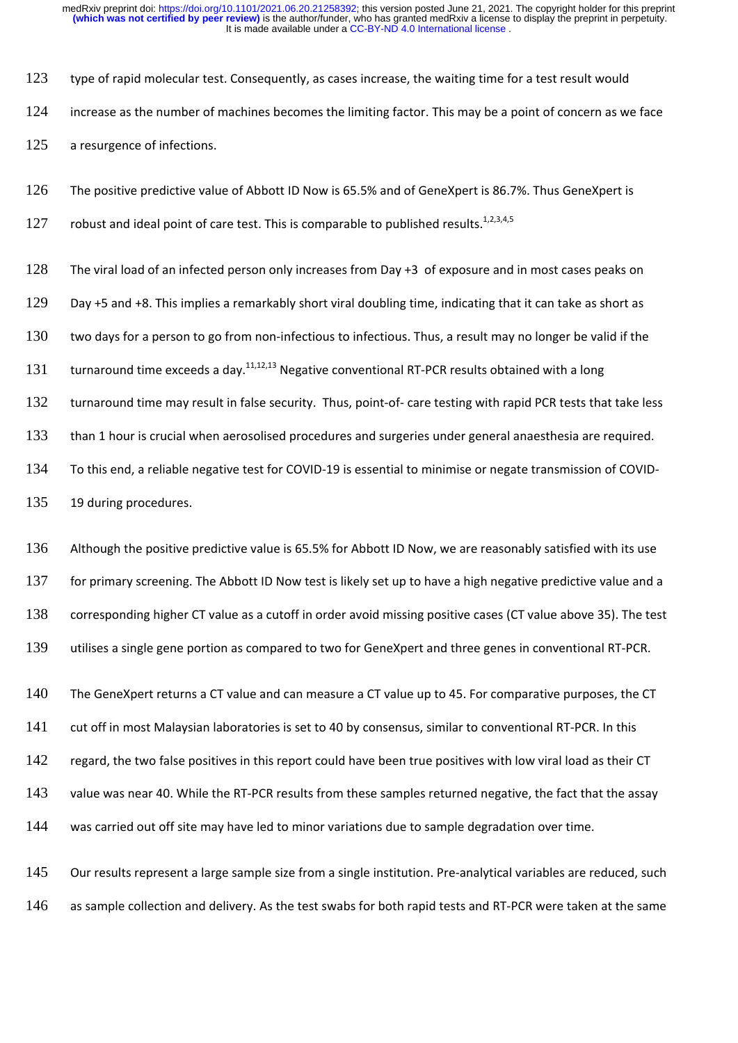type of rapid molecular test. Consequently, as cases increase, the waiting time for a test result would increase as the number of machines becomes the limiting factor. This may be a point of concern as we face a resurgence of infections.

The positive predictive value of Abbott ID Now is 65.5% and of GeneXpert is 86.7%. Thus GeneXpert is robust and ideal point of care test. This is comparable to published results.[1,2,3,4,5]

The viral load of an infected person only increases from Day +3 of exposure and in most cases peaks on Day +5 and +8. This implies a remarkably short viral doubling time, indicating that it can take as short as two days for a person to go from non-infectious to infectious. Thus, a result may no longer be valid if the turnaround time exceeds a day.[11,12,13] Negative conventional RT-PCR results obtained with a long turnaround time may result in false security. Thus, point-of- care testing with rapid PCR tests that take less than 1 hour is crucial when aerosolised procedures and surgeries under general anaesthesia are required. To this end, a reliable negative test for COVID-19 is essential to minimise or negate transmission of COVID-19 during procedures.

Although the positive predictive value is 65.5% for Abbott ID Now, we are reasonably satisfied with its use for primary screening. The Abbott ID Now test is likely set up to have a high negative predictive value and a corresponding higher CT value as a cutoff in order avoid missing positive cases (CT value above 35). The test utilises a single gene portion as compared to two for GeneXpert and three genes in conventional RT-PCR.

The GeneXpert returns a CT value and can measure a CT value up to 45. For comparative purposes, the CT cut off in most Malaysian laboratories is set to 40 by consensus, similar to conventional RT-PCR. In this regard, the two false positives in this report could have been true positives with low viral load as their CT value was near 40. While the RT-PCR results from these samples returned negative, the fact that the assay was carried out off site may have led to minor variations due to sample degradation over time.

Our results represent a large sample size from a single institution. Pre-analytical variables are reduced, such as sample collection and delivery. As the test swabs for both rapid tests and RT-PCR were taken at the same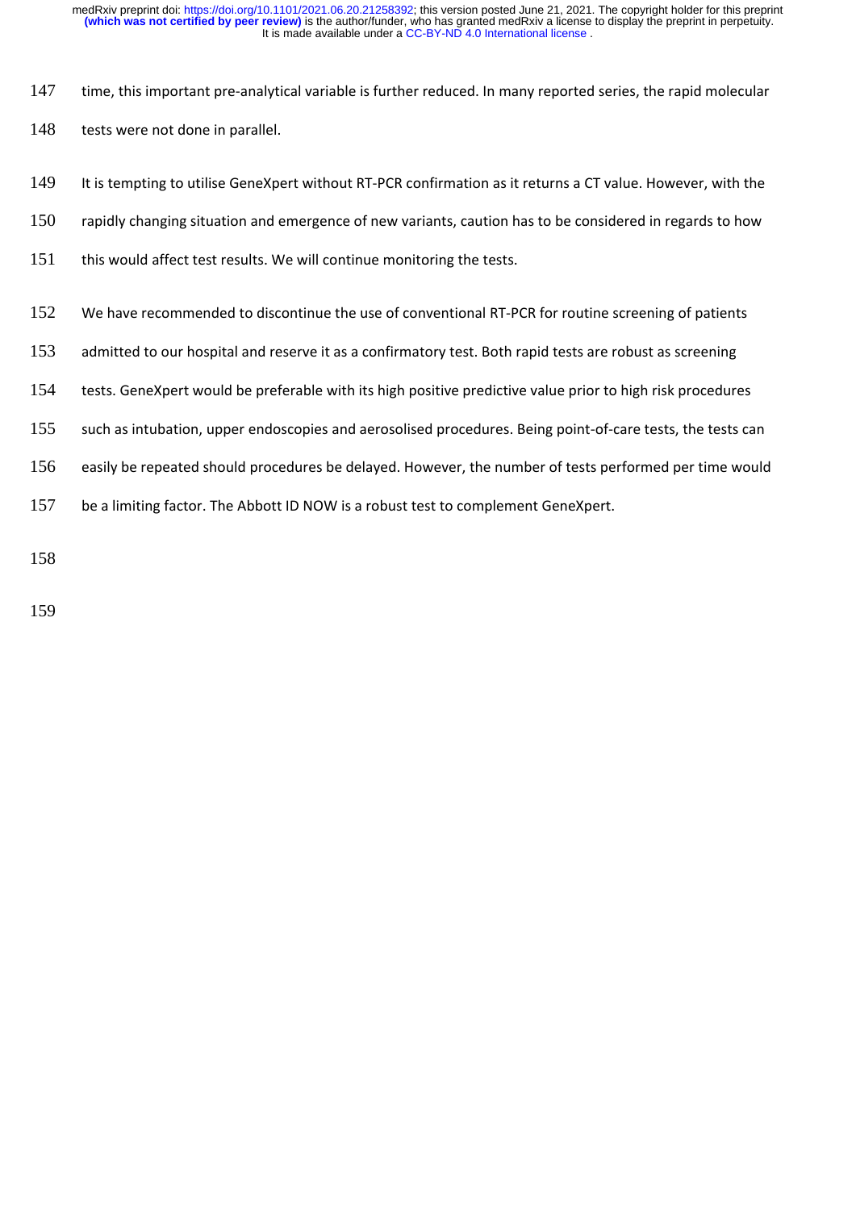time, this important pre-analytical variable is further reduced. In many reported series, the rapid molecular tests were not done in parallel.

It is tempting to utilise GeneXpert without RT-PCR confirmation as it returns a CT value. However, with the rapidly changing situation and emergence of new variants, caution has to be considered in regards to how this would affect test results. We will continue monitoring the tests.

We have recommended to discontinue the use of conventional RT-PCR for routine screening of patients admitted to our hospital and reserve it as a confirmatory test. Both rapid tests are robust as screening tests. GeneXpert would be preferable with its high positive predictive value prior to high risk procedures such as intubation, upper endoscopies and aerosolised procedures. Being point-of-care tests, the tests can easily be repeated should procedures be delayed. However, the number of tests performed per time would be a limiting factor. The Abbott ID NOW is a robust test to complement GeneXpert.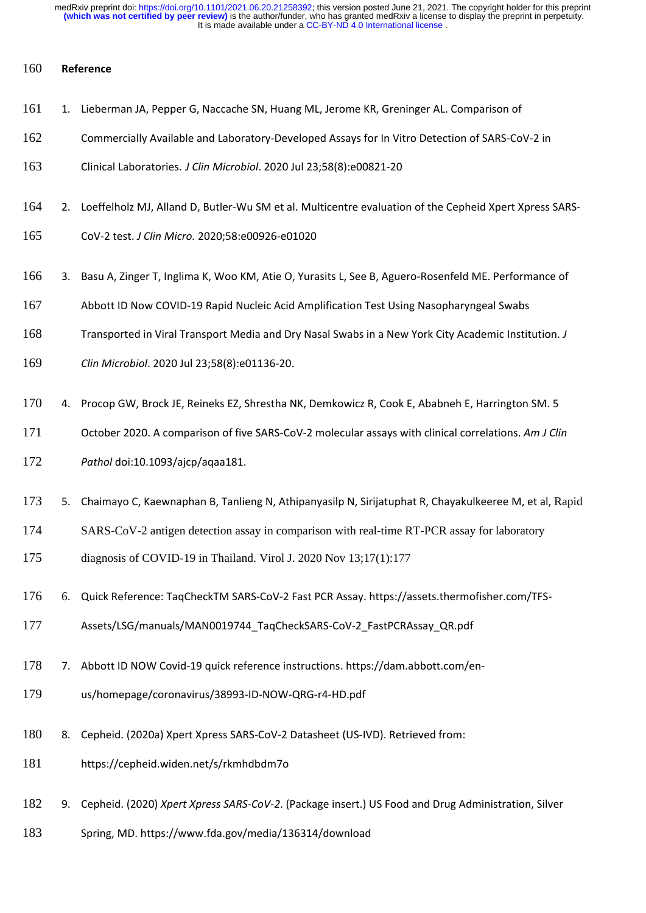## Reference

1. Lieberman JA, Pepper G, Naccache SN, Huang ML, Jerome KR, Greninger AL. Comparison of Commercially Available and Laboratory-Developed Assays for In Vitro Detection of SARS-CoV-2 in Clinical Laboratories. *J Clin Microbiol*. 2020 Jul 23;58(8):e00821-20

2. Loeffelholz MJ, Alland D, Butler-Wu SM et al. Multicentre evaluation of the Cepheid Xpert Xpress SARS-CoV-2 test. *J Clin Micro.* 2020;58:e00926-e01020

3. Basu A, Zinger T, Inglima K, Woo KM, Atie O, Yurasits L, See B, Aguero-Rosenfeld ME. Performance of Abbott ID Now COVID-19 Rapid Nucleic Acid Amplification Test Using Nasopharyngeal Swabs Transported in Viral Transport Media and Dry Nasal Swabs in a New York City Academic Institution. *J Clin Microbiol*. 2020 Jul 23;58(8):e01136-20.

4. Procop GW, Brock JE, Reineks EZ, Shrestha NK, Demkowicz R, Cook E, Ababneh E, Harrington SM. 5 October 2020. A comparison of five SARS-CoV-2 molecular assays with clinical correlations. *Am J Clin Pathol* doi:10.1093/ajcp/aqaa181.

5. Chaimayo C, Kaewnaphan B, Tanlieng N, Athipanyasilp N, Sirijatuphat R, Chayakulkeeree M, et al, Rapid SARS-CoV-2 antigen detection assay in comparison with real-time RT-PCR assay for laboratory diagnosis of COVID-19 in Thailand. Virol J. 2020 Nov 13;17(1):177

6. Quick Reference: TaqCheckTM SARS-CoV-2 Fast PCR Assay. https://assets.thermofisher.com/TFS-Assets/LSG/manuals/MAN0019744_TaqCheckSARS-CoV-2_FastPCRAssay_QR.pdf

7. Abbott ID NOW Covid-19 quick reference instructions. https://dam.abbott.com/en-us/homepage/coronavirus/38993-ID-NOW-QRG-r4-HD.pdf

8. Cepheid. (2020a) Xpert Xpress SARS-CoV-2 Datasheet (US-IVD). Retrieved from: https://cepheid.widen.net/s/rkmhdbdm7o

9. Cepheid. (2020) *Xpert Xpress SARS-CoV-2*. (Package insert.) US Food and Drug Administration, Silver Spring, MD. https://www.fda.gov/media/136314/download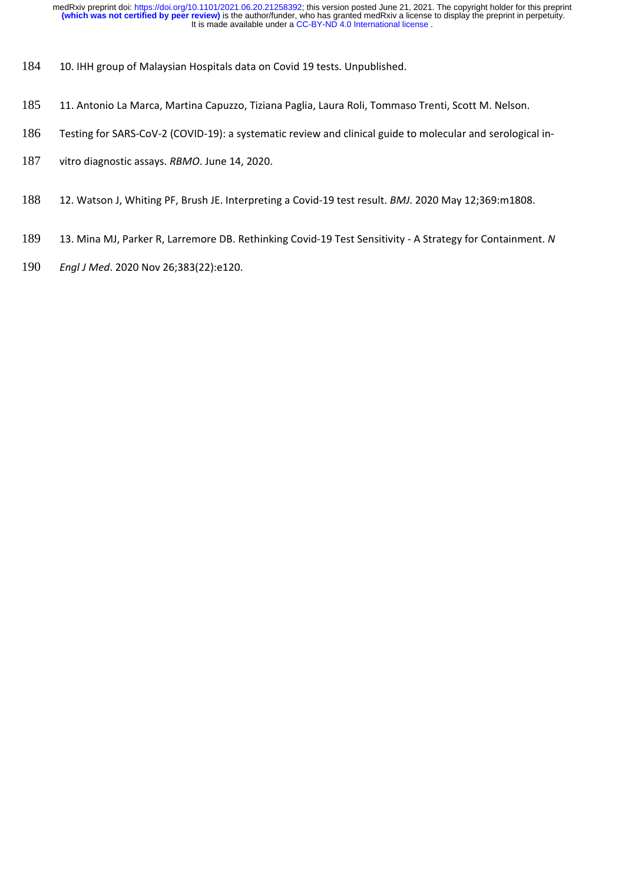10. IHH group of Malaysian Hospitals data on Covid 19 tests. Unpublished.

11. Antonio La Marca, Martina Capuzzo, Tiziana Paglia, Laura Roli, Tommaso Trenti, Scott M. Nelson. Testing for SARS-CoV-2 (COVID-19): a systematic review and clinical guide to molecular and serological in-vitro diagnostic assays. *RBMO*. June 14, 2020.

12. Watson J, Whiting PF, Brush JE. Interpreting a Covid-19 test result. *BMJ*. 2020 May 12;369:m1808.

13. Mina MJ, Parker R, Larremore DB. Rethinking Covid-19 Test Sensitivity - A Strategy for Containment. *N Engl J Med*. 2020 Nov 26;383(22):e120.